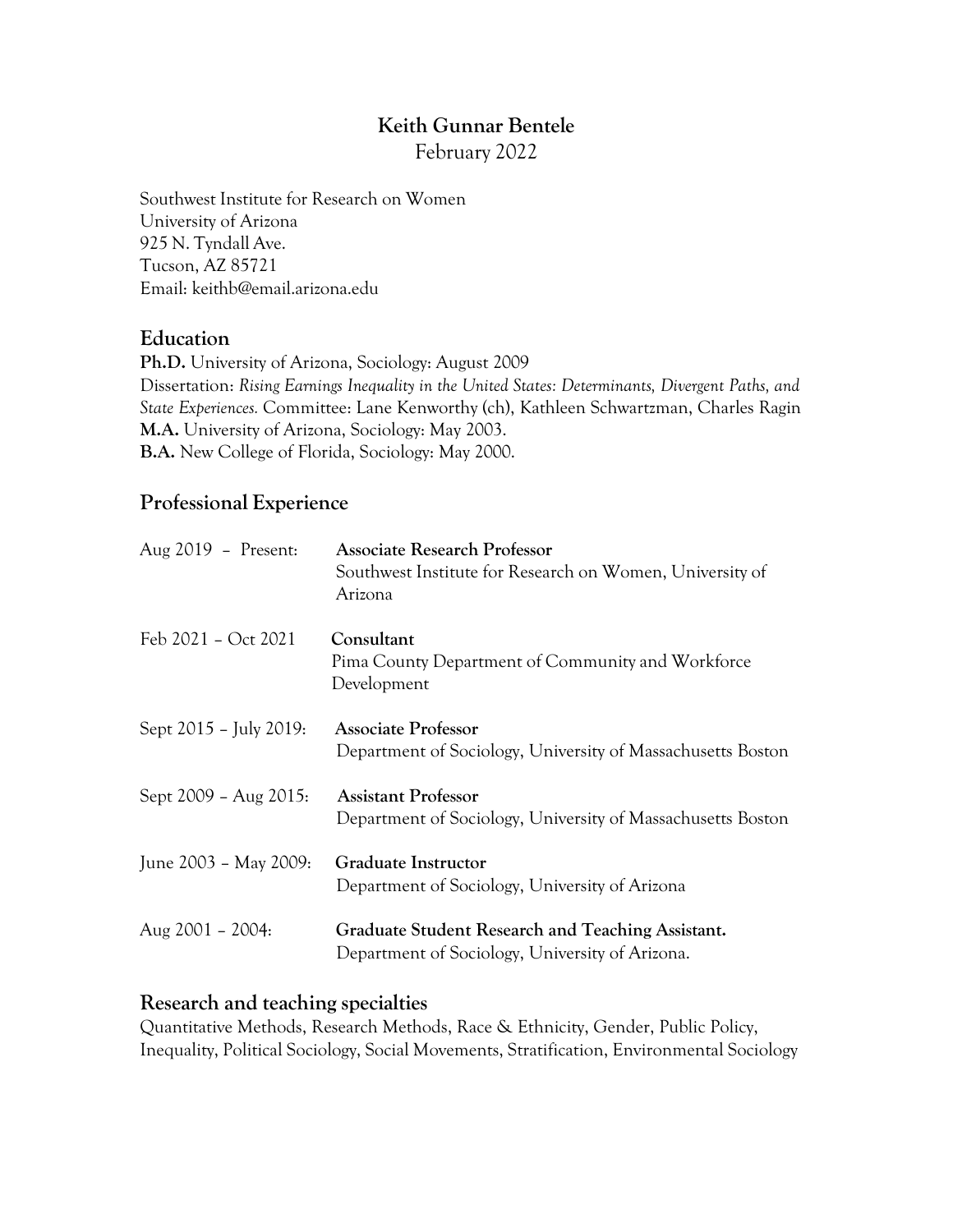# Keith Gunnar Bentele

February 2022

Southwest Institute for Research on Women
University of Arizona
925 N. Tyndall Ave.
Tucson, AZ 85721
Email: keithb@email.arizona.edu

## Education

**Ph.D.** University of Arizona, Sociology: August 2009
Dissertation: *Rising Earnings Inequality in the United States: Determinants, Divergent Paths, and State Experiences.* Committee: Lane Kenworthy (ch), Kathleen Schwartzman, Charles Ragin
**M.A.** University of Arizona, Sociology: May 2003.
**B.A.** New College of Florida, Sociology: May 2000.

## Professional Experience

| | |
|---|---|
| Aug 2019 – Present: | **Associate Research Professor**<br>Southwest Institute for Research on Women, University of Arizona |
| Feb 2021 – Oct 2021 | **Consultant**<br>Pima County Department of Community and Workforce Development |
| Sept 2015 – July 2019: | **Associate Professor**<br>Department of Sociology, University of Massachusetts Boston |
| Sept 2009 – Aug 2015: | **Assistant Professor**<br>Department of Sociology, University of Massachusetts Boston |
| June 2003 – May 2009: | **Graduate Instructor**<br>Department of Sociology, University of Arizona |
| Aug 2001 – 2004: | **Graduate Student Research and Teaching Assistant.**<br>Department of Sociology, University of Arizona. |

## Research and teaching specialties

Quantitative Methods, Research Methods, Race & Ethnicity, Gender, Public Policy, Inequality, Political Sociology, Social Movements, Stratification, Environmental Sociology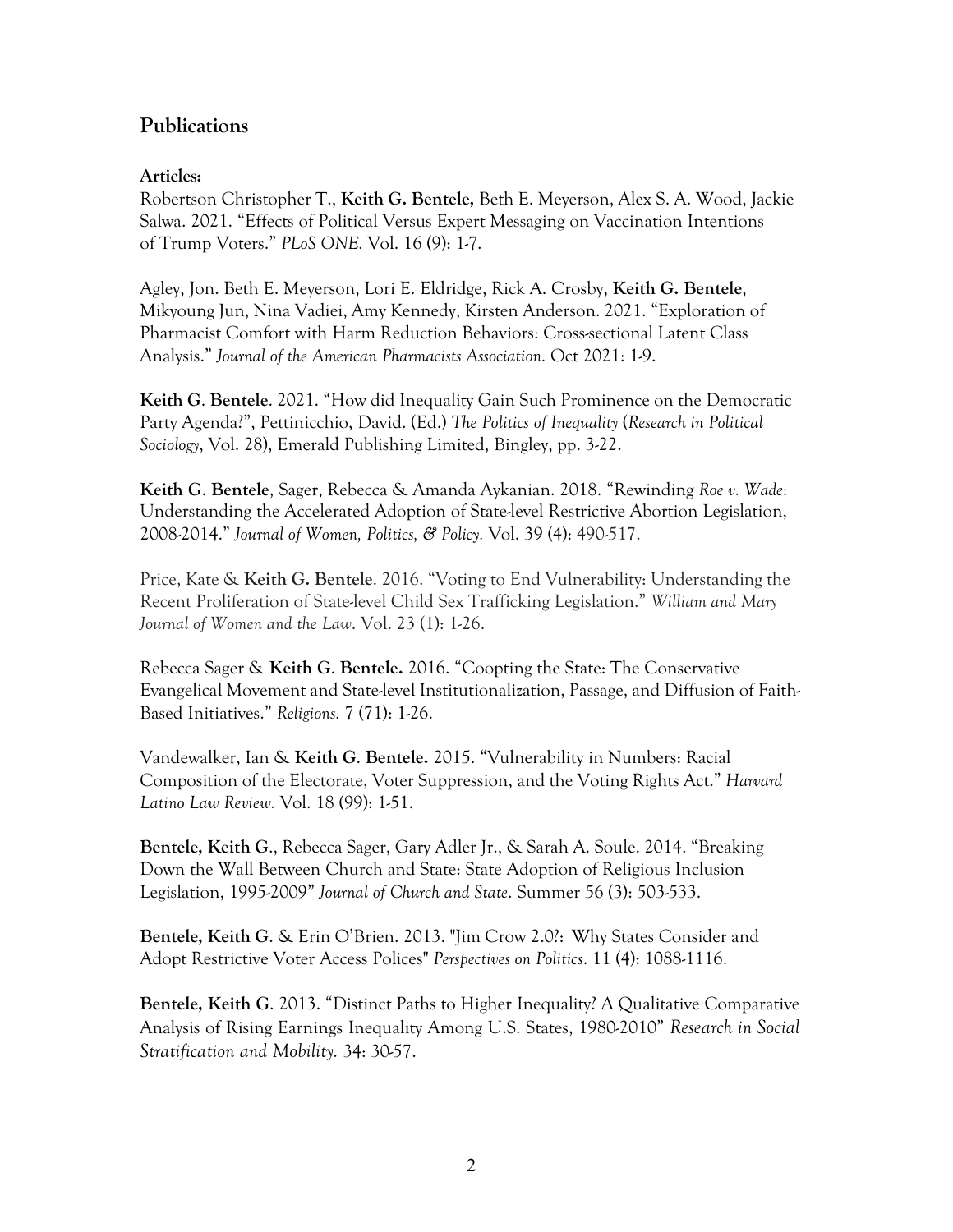## Publications

**Articles:**

Robertson Christopher T., **Keith G. Bentele,** Beth E. Meyerson, Alex S. A. Wood, Jackie Salwa. 2021. "Effects of Political Versus Expert Messaging on Vaccination Intentions of Trump Voters." *PLoS ONE.* Vol. 16 (9): 1-7.

Agley, Jon. Beth E. Meyerson, Lori E. Eldridge, Rick A. Crosby, **Keith G. Bentele**, Mikyoung Jun, Nina Vadiei, Amy Kennedy, Kirsten Anderson. 2021. "Exploration of Pharmacist Comfort with Harm Reduction Behaviors: Cross-sectional Latent Class Analysis." *Journal of the American Pharmacists Association.* Oct 2021: 1-9.

**Keith G. Bentele**. 2021. "How did Inequality Gain Such Prominence on the Democratic Party Agenda?", Pettinicchio, David. (Ed.) *The Politics of Inequality* (*Research in Political Sociology*, Vol. 28), Emerald Publishing Limited, Bingley, pp. 3-22.

**Keith G. Bentele**, Sager, Rebecca & Amanda Aykanian. 2018. "Rewinding *Roe v. Wade*: Understanding the Accelerated Adoption of State-level Restrictive Abortion Legislation, 2008-2014." *Journal of Women, Politics, & Policy.* Vol. 39 (4): 490-517.

Price, Kate & **Keith G. Bentele**. 2016. "Voting to End Vulnerability: Understanding the Recent Proliferation of State-level Child Sex Trafficking Legislation." *William and Mary Journal of Women and the Law*. Vol. 23 (1): 1-26.

Rebecca Sager & **Keith G. Bentele.** 2016. "Coopting the State: The Conservative Evangelical Movement and State-level Institutionalization, Passage, and Diffusion of Faith-Based Initiatives." *Religions.* 7 (71): 1-26.

Vandewalker, Ian & **Keith G. Bentele.** 2015. "Vulnerability in Numbers: Racial Composition of the Electorate, Voter Suppression, and the Voting Rights Act." *Harvard Latino Law Review.* Vol. 18 (99): 1-51.

**Bentele, Keith G.**, Rebecca Sager, Gary Adler Jr., & Sarah A. Soule. 2014. "Breaking Down the Wall Between Church and State: State Adoption of Religious Inclusion Legislation, 1995-2009" *Journal of Church and State*. Summer 56 (3): 503-533.

**Bentele, Keith G**. & Erin O'Brien. 2013. "Jim Crow 2.0?: Why States Consider and Adopt Restrictive Voter Access Polices" *Perspectives on Politics*. 11 (4): 1088-1116.

**Bentele, Keith G**. 2013. "Distinct Paths to Higher Inequality? A Qualitative Comparative Analysis of Rising Earnings Inequality Among U.S. States, 1980-2010" *Research in Social Stratification and Mobility.* 34: 30-57.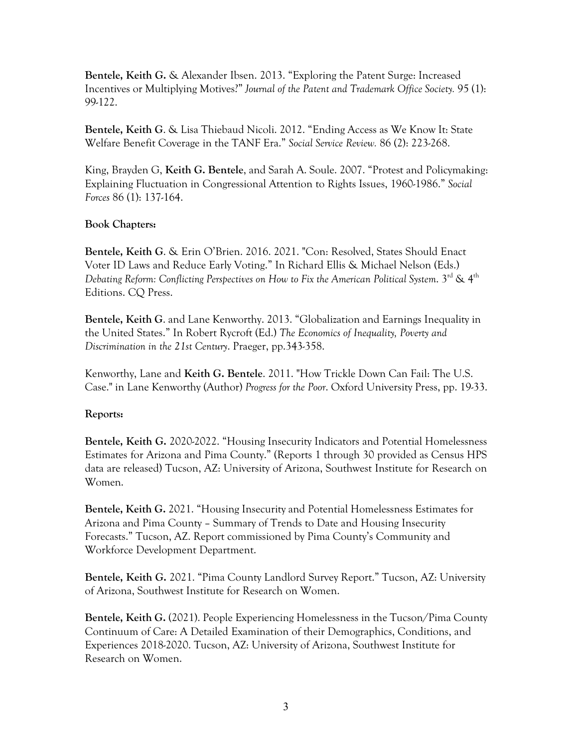**Bentele, Keith G.** & Alexander Ibsen. 2013. "Exploring the Patent Surge: Increased Incentives or Multiplying Motives?" *Journal of the Patent and Trademark Office Society.* 95 (1): 99-122.

**Bentele, Keith G**. & Lisa Thiebaud Nicoli. 2012. "Ending Access as We Know It: State Welfare Benefit Coverage in the TANF Era." *Social Service Review.* 86 (2): 223-268.

King, Brayden G, **Keith G. Bentele**, and Sarah A. Soule. 2007. "Protest and Policymaking: Explaining Fluctuation in Congressional Attention to Rights Issues, 1960-1986." *Social Forces* 86 (1): 137-164.

**Book Chapters:**

**Bentele, Keith G**. & Erin O'Brien. 2016. 2021. "Con: Resolved, States Should Enact Voter ID Laws and Reduce Early Voting." In Richard Ellis & Michael Nelson (Eds.) *Debating Reform: Conflicting Perspectives on How to Fix the American Political System*. 3rd & 4th Editions. CQ Press.

**Bentele, Keith G**. and Lane Kenworthy. 2013. "Globalization and Earnings Inequality in the United States." In Robert Rycroft (Ed.) *The Economics of Inequality, Poverty and Discrimination in the 21st Century*. Praeger, pp.343-358.

Kenworthy, Lane and **Keith G. Bentele**. 2011. "How Trickle Down Can Fail: The U.S. Case." in Lane Kenworthy (Author) *Progress for the Poor*. Oxford University Press, pp. 19-33.

**Reports:**

**Bentele, Keith G.** 2020-2022. "Housing Insecurity Indicators and Potential Homelessness Estimates for Arizona and Pima County." (Reports 1 through 30 provided as Census HPS data are released) Tucson, AZ: University of Arizona, Southwest Institute for Research on Women.

**Bentele, Keith G.** 2021. "Housing Insecurity and Potential Homelessness Estimates for Arizona and Pima County – Summary of Trends to Date and Housing Insecurity Forecasts." Tucson, AZ. Report commissioned by Pima County's Community and Workforce Development Department.

**Bentele, Keith G.** 2021. "Pima County Landlord Survey Report." Tucson, AZ: University of Arizona, Southwest Institute for Research on Women.

**Bentele, Keith G.** (2021). People Experiencing Homelessness in the Tucson/Pima County Continuum of Care: A Detailed Examination of their Demographics, Conditions, and Experiences 2018-2020. Tucson, AZ: University of Arizona, Southwest Institute for Research on Women.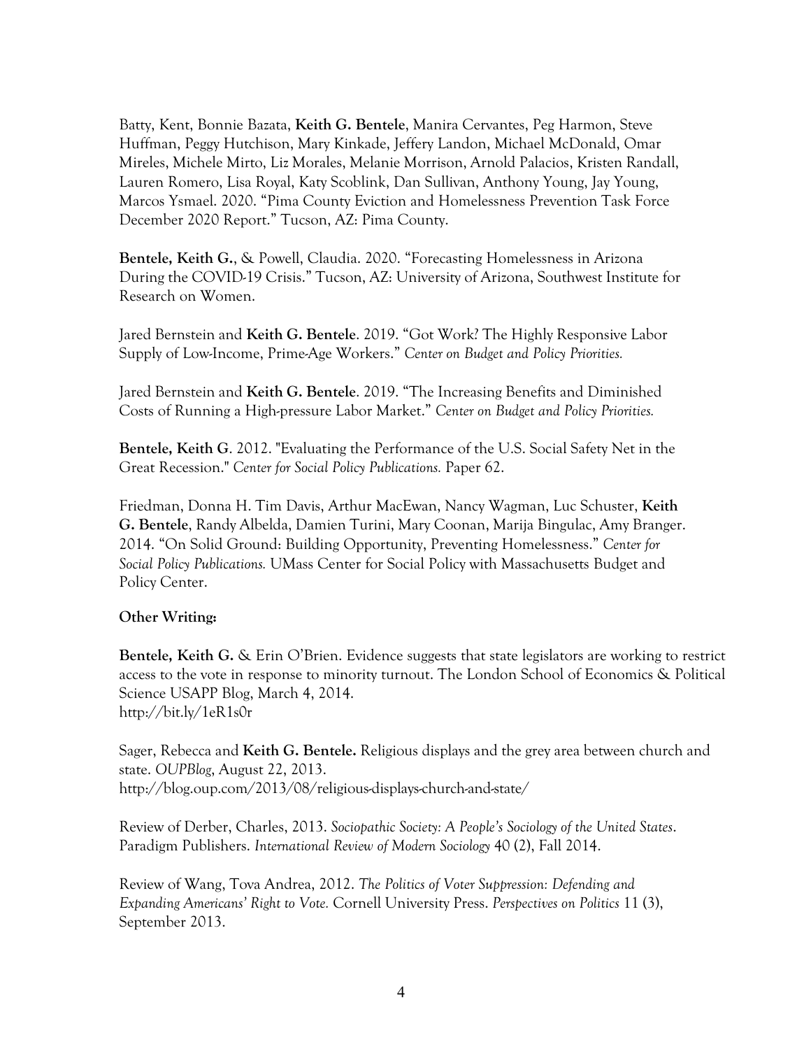Batty, Kent, Bonnie Bazata, **Keith G. Bentele**, Manira Cervantes, Peg Harmon, Steve Huffman, Peggy Hutchison, Mary Kinkade, Jeffery Landon, Michael McDonald, Omar Mireles, Michele Mirto, Liz Morales, Melanie Morrison, Arnold Palacios, Kristen Randall, Lauren Romero, Lisa Royal, Katy Scoblink, Dan Sullivan, Anthony Young, Jay Young, Marcos Ysmael. 2020. "Pima County Eviction and Homelessness Prevention Task Force December 2020 Report." Tucson, AZ: Pima County.

**Bentele, Keith G.**, & Powell, Claudia. 2020. "Forecasting Homelessness in Arizona During the COVID-19 Crisis." Tucson, AZ: University of Arizona, Southwest Institute for Research on Women.

Jared Bernstein and **Keith G. Bentele**. 2019. "Got Work? The Highly Responsive Labor Supply of Low-Income, Prime-Age Workers." *Center on Budget and Policy Priorities.*

Jared Bernstein and **Keith G. Bentele**. 2019. "The Increasing Benefits and Diminished Costs of Running a High-pressure Labor Market." *Center on Budget and Policy Priorities.*

**Bentele, Keith G**. 2012. "Evaluating the Performance of the U.S. Social Safety Net in the Great Recession." *Center for Social Policy Publications.* Paper 62.

Friedman, Donna H. Tim Davis, Arthur MacEwan, Nancy Wagman, Luc Schuster, **Keith G. Bentele**, Randy Albelda, Damien Turini, Mary Coonan, Marija Bingulac, Amy Branger. 2014. "On Solid Ground: Building Opportunity, Preventing Homelessness." *Center for Social Policy Publications.* UMass Center for Social Policy with Massachusetts Budget and Policy Center.

**Other Writing:**

**Bentele, Keith G.** & Erin O'Brien. Evidence suggests that state legislators are working to restrict access to the vote in response to minority turnout. The London School of Economics & Political Science USAPP Blog, March 4, 2014.
http://bit.ly/1eR1s0r

Sager, Rebecca and **Keith G. Bentele.** Religious displays and the grey area between church and state. *OUPBlog*, August 22, 2013.
http://blog.oup.com/2013/08/religious-displays-church-and-state/

Review of Derber, Charles, 2013. *Sociopathic Society: A People's Sociology of the United States*. Paradigm Publishers. *International Review of Modern Sociology* 40 (2), Fall 2014.

Review of Wang, Tova Andrea, 2012. *The Politics of Voter Suppression: Defending and Expanding Americans' Right to Vote.* Cornell University Press. *Perspectives on Politics* 11 (3), September 2013.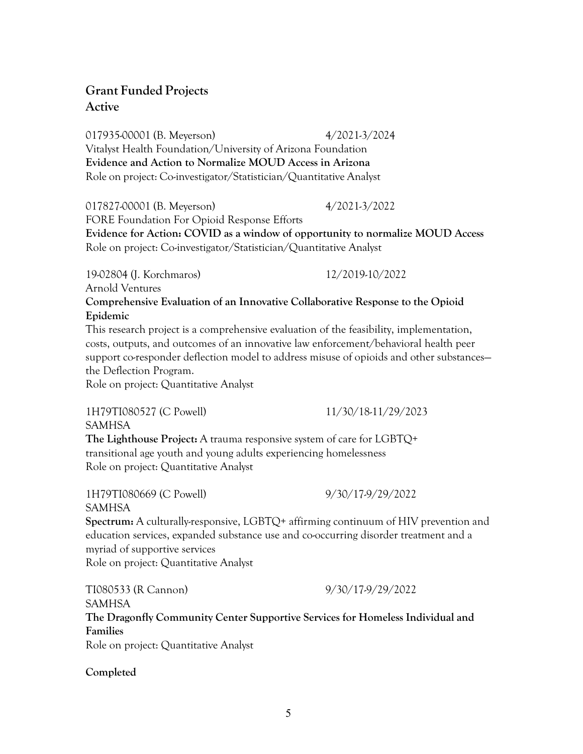## Grant Funded Projects

### Active

017935-00001 (B. Meyerson) 4/2021-3/2024
Vitalyst Health Foundation/University of Arizona Foundation
**Evidence and Action to Normalize MOUD Access in Arizona**
Role on project: Co-investigator/Statistician/Quantitative Analyst

017827-00001 (B. Meyerson) 4/2021-3/2022
FORE Foundation For Opioid Response Efforts
**Evidence for Action: COVID as a window of opportunity to normalize MOUD Access**
Role on project: Co-investigator/Statistician/Quantitative Analyst

19-02804 (J. Korchmaros) 12/2019-10/2022
Arnold Ventures
**Comprehensive Evaluation of an Innovative Collaborative Response to the Opioid Epidemic**
This research project is a comprehensive evaluation of the feasibility, implementation, costs, outputs, and outcomes of an innovative law enforcement/behavioral health peer support co-responder deflection model to address misuse of opioids and other substances—the Deflection Program.
Role on project: Quantitative Analyst

1H79TI080527 (C Powell) 11/30/18-11/29/2023
SAMHSA
**The Lighthouse Project:** A trauma responsive system of care for LGBTQ+ transitional age youth and young adults experiencing homelessness
Role on project: Quantitative Analyst

1H79TI080669 (C Powell) 9/30/17-9/29/2022
SAMHSA
**Spectrum:** A culturally-responsive, LGBTQ+ affirming continuum of HIV prevention and education services, expanded substance use and co-occurring disorder treatment and a myriad of supportive services
Role on project: Quantitative Analyst

TI080533 (R Cannon) 9/30/17-9/29/2022
SAMHSA
**The Dragonfly Community Center Supportive Services for Homeless Individual and Families**
Role on project: Quantitative Analyst

### Completed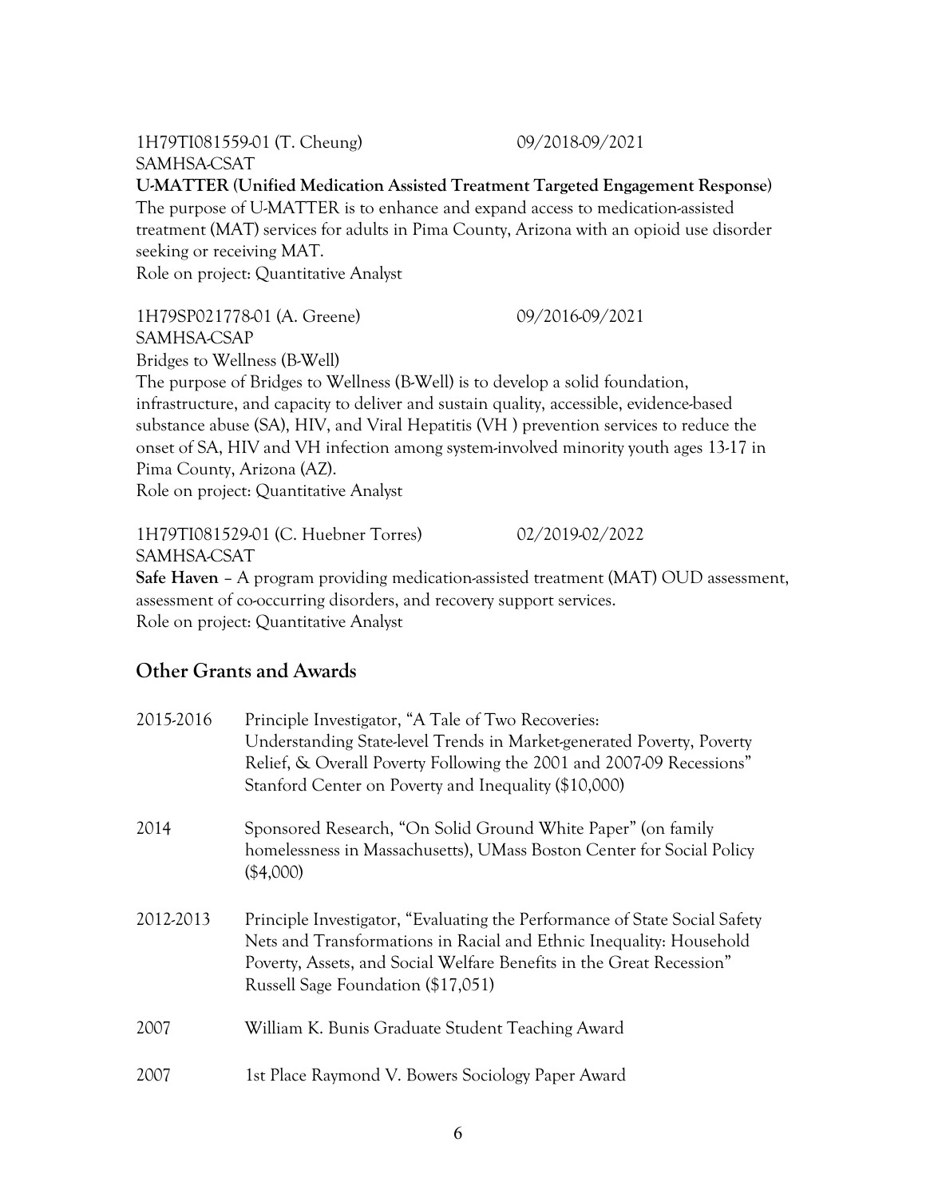1H79TI081559-01 (T. Cheung) 09/2018-09/2021
SAMHSA-CSAT
**U-MATTER (Unified Medication Assisted Treatment Targeted Engagement Response)**
The purpose of U-MATTER is to enhance and expand access to medication-assisted treatment (MAT) services for adults in Pima County, Arizona with an opioid use disorder seeking or receiving MAT.
Role on project: Quantitative Analyst

1H79SP021778-01 (A. Greene) 09/2016-09/2021
SAMHSA-CSAP
Bridges to Wellness (B-Well)
The purpose of Bridges to Wellness (B-Well) is to develop a solid foundation, infrastructure, and capacity to deliver and sustain quality, accessible, evidence-based substance abuse (SA), HIV, and Viral Hepatitis (VH ) prevention services to reduce the onset of SA, HIV and VH infection among system-involved minority youth ages 13-17 in Pima County, Arizona (AZ).
Role on project: Quantitative Analyst

1H79TI081529-01 (C. Huebner Torres) 02/2019-02/2022
SAMHSA-CSAT
**Safe Haven** – A program providing medication-assisted treatment (MAT) OUD assessment, assessment of co-occurring disorders, and recovery support services.
Role on project: Quantitative Analyst

## Other Grants and Awards

| | |
|---|---|
| 2015-2016 | Principle Investigator, "A Tale of Two Recoveries: Understanding State-level Trends in Market-generated Poverty, Poverty Relief, & Overall Poverty Following the 2001 and 2007-09 Recessions" Stanford Center on Poverty and Inequality ($10,000) |
| 2014 | Sponsored Research, "On Solid Ground White Paper" (on family homelessness in Massachusetts), UMass Boston Center for Social Policy ($4,000) |
| 2012-2013 | Principle Investigator, "Evaluating the Performance of State Social Safety Nets and Transformations in Racial and Ethnic Inequality: Household Poverty, Assets, and Social Welfare Benefits in the Great Recession" Russell Sage Foundation ($17,051) |
| 2007 | William K. Bunis Graduate Student Teaching Award |
| 2007 | 1st Place Raymond V. Bowers Sociology Paper Award |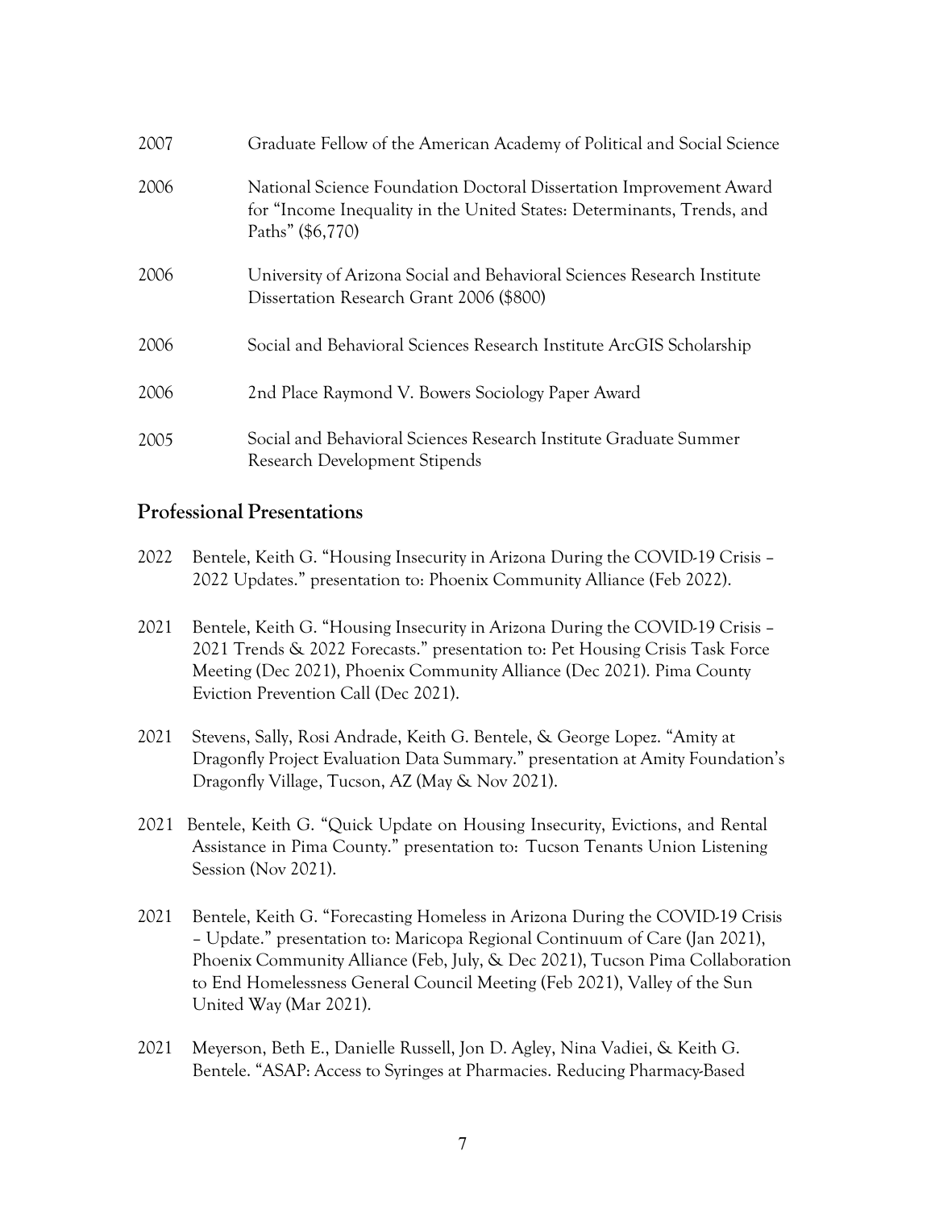2007 Graduate Fellow of the American Academy of Political and Social Science

2006 National Science Foundation Doctoral Dissertation Improvement Award for "Income Inequality in the United States: Determinants, Trends, and Paths" ($6,770)

2006 University of Arizona Social and Behavioral Sciences Research Institute Dissertation Research Grant 2006 ($800)

2006 Social and Behavioral Sciences Research Institute ArcGIS Scholarship

2006 2nd Place Raymond V. Bowers Sociology Paper Award

2005 Social and Behavioral Sciences Research Institute Graduate Summer Research Development Stipends

## Professional Presentations

2022 Bentele, Keith G. "Housing Insecurity in Arizona During the COVID-19 Crisis – 2022 Updates." presentation to: Phoenix Community Alliance (Feb 2022).

2021 Bentele, Keith G. "Housing Insecurity in Arizona During the COVID-19 Crisis – 2021 Trends & 2022 Forecasts." presentation to: Pet Housing Crisis Task Force Meeting (Dec 2021), Phoenix Community Alliance (Dec 2021). Pima County Eviction Prevention Call (Dec 2021).

2021 Stevens, Sally, Rosi Andrade, Keith G. Bentele, & George Lopez. "Amity at Dragonfly Project Evaluation Data Summary." presentation at Amity Foundation's Dragonfly Village, Tucson, AZ (May & Nov 2021).

2021 Bentele, Keith G. "Quick Update on Housing Insecurity, Evictions, and Rental Assistance in Pima County." presentation to: Tucson Tenants Union Listening Session (Nov 2021).

2021 Bentele, Keith G. "Forecasting Homeless in Arizona During the COVID-19 Crisis – Update." presentation to: Maricopa Regional Continuum of Care (Jan 2021), Phoenix Community Alliance (Feb, July, & Dec 2021), Tucson Pima Collaboration to End Homelessness General Council Meeting (Feb 2021), Valley of the Sun United Way (Mar 2021).

2021 Meyerson, Beth E., Danielle Russell, Jon D. Agley, Nina Vadiei, & Keith G. Bentele. "ASAP: Access to Syringes at Pharmacies. Reducing Pharmacy-Based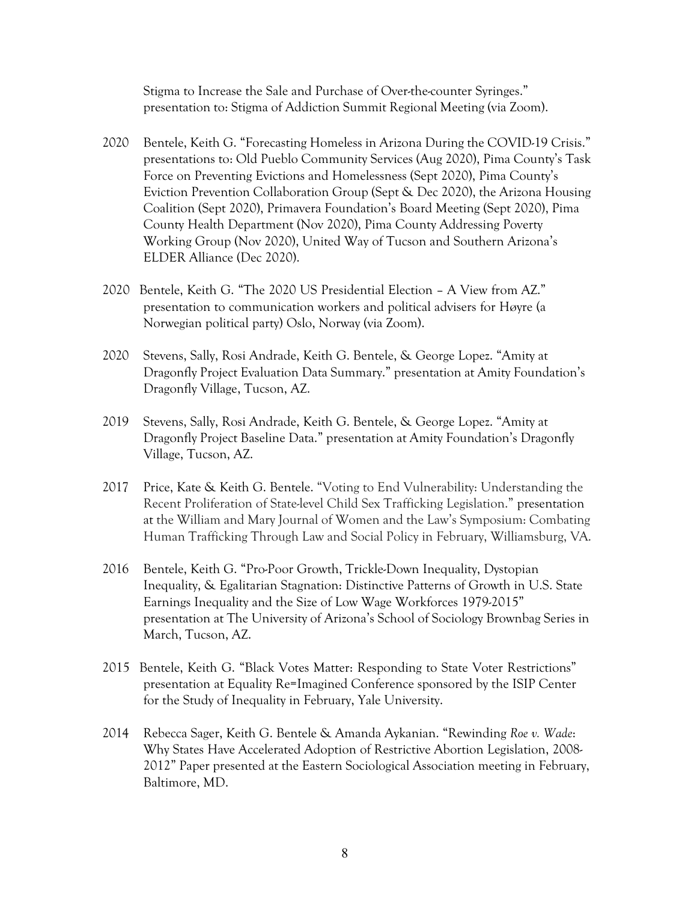Stigma to Increase the Sale and Purchase of Over-the-counter Syringes." presentation to: Stigma of Addiction Summit Regional Meeting (via Zoom).

2020 Bentele, Keith G. "Forecasting Homeless in Arizona During the COVID-19 Crisis." presentations to: Old Pueblo Community Services (Aug 2020), Pima County's Task Force on Preventing Evictions and Homelessness (Sept 2020), Pima County's Eviction Prevention Collaboration Group (Sept & Dec 2020), the Arizona Housing Coalition (Sept 2020), Primavera Foundation's Board Meeting (Sept 2020), Pima County Health Department (Nov 2020), Pima County Addressing Poverty Working Group (Nov 2020), United Way of Tucson and Southern Arizona's ELDER Alliance (Dec 2020).

2020 Bentele, Keith G. "The 2020 US Presidential Election – A View from AZ." presentation to communication workers and political advisers for Høyre (a Norwegian political party) Oslo, Norway (via Zoom).

2020 Stevens, Sally, Rosi Andrade, Keith G. Bentele, & George Lopez. "Amity at Dragonfly Project Evaluation Data Summary." presentation at Amity Foundation's Dragonfly Village, Tucson, AZ.

2019 Stevens, Sally, Rosi Andrade, Keith G. Bentele, & George Lopez. "Amity at Dragonfly Project Baseline Data." presentation at Amity Foundation's Dragonfly Village, Tucson, AZ.

2017 Price, Kate & Keith G. Bentele. "Voting to End Vulnerability: Understanding the Recent Proliferation of State-level Child Sex Trafficking Legislation." presentation at the William and Mary Journal of Women and the Law's Symposium: Combating Human Trafficking Through Law and Social Policy in February, Williamsburg, VA.

2016 Bentele, Keith G. "Pro-Poor Growth, Trickle-Down Inequality, Dystopian Inequality, & Egalitarian Stagnation: Distinctive Patterns of Growth in U.S. State Earnings Inequality and the Size of Low Wage Workforces 1979-2015" presentation at The University of Arizona's School of Sociology Brownbag Series in March, Tucson, AZ.

2015 Bentele, Keith G. "Black Votes Matter: Responding to State Voter Restrictions" presentation at Equality Re=Imagined Conference sponsored by the ISIP Center for the Study of Inequality in February, Yale University.

2014 Rebecca Sager, Keith G. Bentele & Amanda Aykanian. "Rewinding *Roe v. Wade*: Why States Have Accelerated Adoption of Restrictive Abortion Legislation, 2008-2012" Paper presented at the Eastern Sociological Association meeting in February, Baltimore, MD.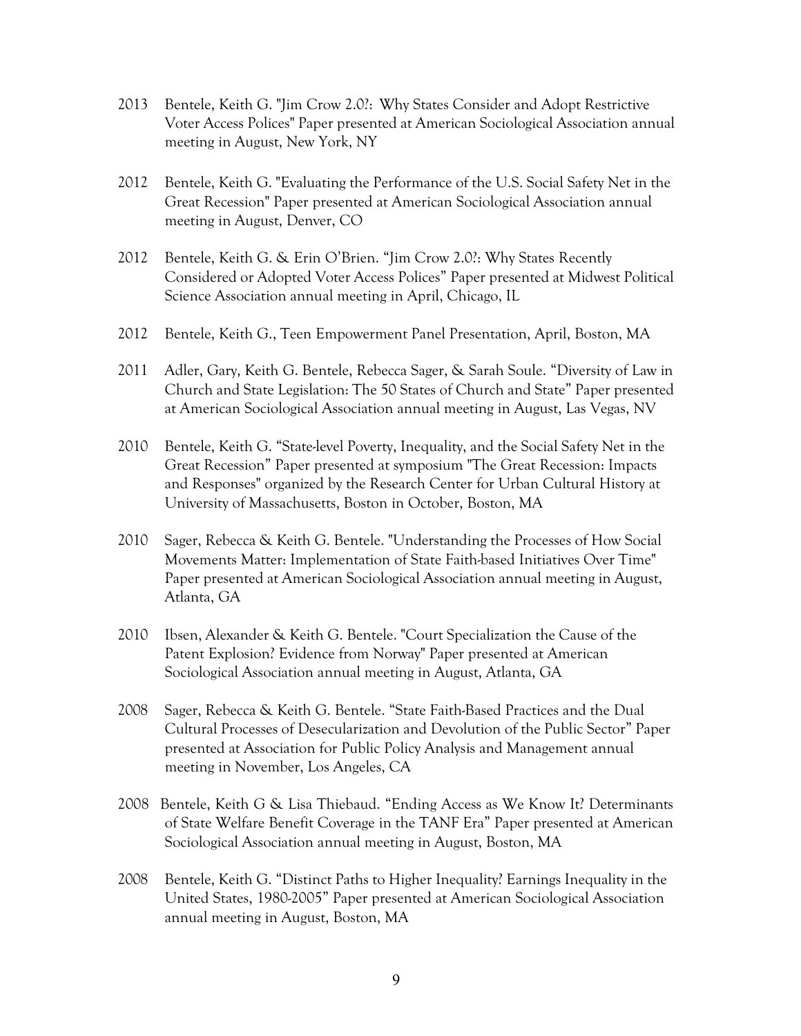2013 Bentele, Keith G. "Jim Crow 2.0?: Why States Consider and Adopt Restrictive Voter Access Polices" Paper presented at American Sociological Association annual meeting in August, New York, NY

2012 Bentele, Keith G. "Evaluating the Performance of the U.S. Social Safety Net in the Great Recession" Paper presented at American Sociological Association annual meeting in August, Denver, CO

2012 Bentele, Keith G. & Erin O'Brien. "Jim Crow 2.0?: Why States Recently Considered or Adopted Voter Access Polices" Paper presented at Midwest Political Science Association annual meeting in April, Chicago, IL

2012 Bentele, Keith G., Teen Empowerment Panel Presentation, April, Boston, MA

2011 Adler, Gary, Keith G. Bentele, Rebecca Sager, & Sarah Soule. "Diversity of Law in Church and State Legislation: The 50 States of Church and State" Paper presented at American Sociological Association annual meeting in August, Las Vegas, NV

2010 Bentele, Keith G. "State-level Poverty, Inequality, and the Social Safety Net in the Great Recession" Paper presented at symposium "The Great Recession: Impacts and Responses" organized by the Research Center for Urban Cultural History at University of Massachusetts, Boston in October, Boston, MA

2010 Sager, Rebecca & Keith G. Bentele. "Understanding the Processes of How Social Movements Matter: Implementation of State Faith-based Initiatives Over Time" Paper presented at American Sociological Association annual meeting in August, Atlanta, GA

2010 Ibsen, Alexander & Keith G. Bentele. "Court Specialization the Cause of the Patent Explosion? Evidence from Norway" Paper presented at American Sociological Association annual meeting in August, Atlanta, GA

2008 Sager, Rebecca & Keith G. Bentele. "State Faith-Based Practices and the Dual Cultural Processes of Desecularization and Devolution of the Public Sector" Paper presented at Association for Public Policy Analysis and Management annual meeting in November, Los Angeles, CA

2008 Bentele, Keith G & Lisa Thiebaud. "Ending Access as We Know It? Determinants of State Welfare Benefit Coverage in the TANF Era" Paper presented at American Sociological Association annual meeting in August, Boston, MA

2008 Bentele, Keith G. "Distinct Paths to Higher Inequality? Earnings Inequality in the United States, 1980-2005" Paper presented at American Sociological Association annual meeting in August, Boston, MA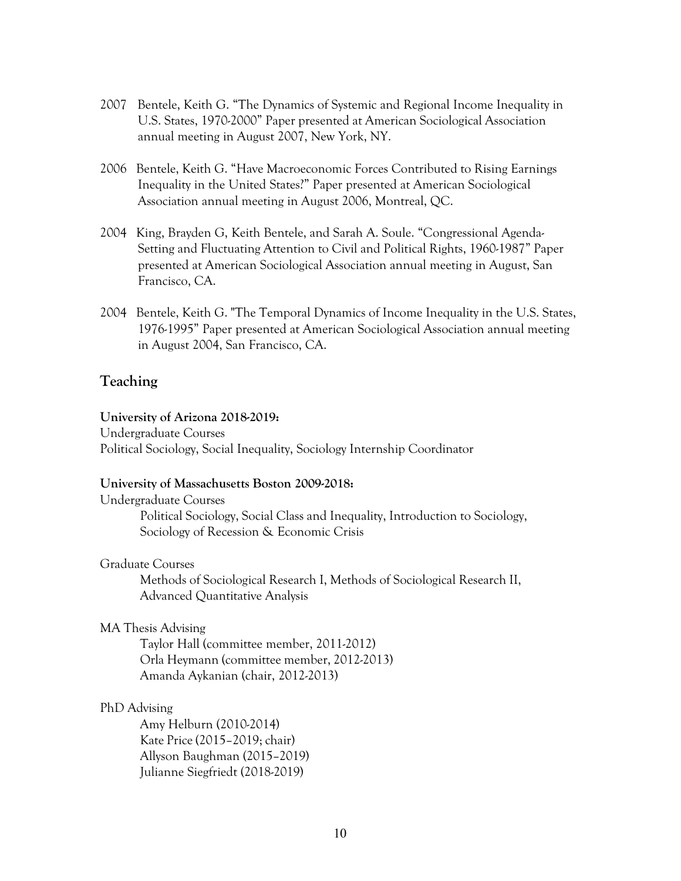2007 Bentele, Keith G. "The Dynamics of Systemic and Regional Income Inequality in U.S. States, 1970-2000" Paper presented at American Sociological Association annual meeting in August 2007, New York, NY.

2006 Bentele, Keith G. "Have Macroeconomic Forces Contributed to Rising Earnings Inequality in the United States?" Paper presented at American Sociological Association annual meeting in August 2006, Montreal, QC.

2004 King, Brayden G, Keith Bentele, and Sarah A. Soule. "Congressional Agenda-Setting and Fluctuating Attention to Civil and Political Rights, 1960-1987" Paper presented at American Sociological Association annual meeting in August, San Francisco, CA.

2004 Bentele, Keith G. "The Temporal Dynamics of Income Inequality in the U.S. States, 1976-1995" Paper presented at American Sociological Association annual meeting in August 2004, San Francisco, CA.

## Teaching

**University of Arizona 2018-2019:**

Undergraduate Courses

Political Sociology, Social Inequality, Sociology Internship Coordinator

**University of Massachusetts Boston 2009-2018:**

Undergraduate Courses

Political Sociology, Social Class and Inequality, Introduction to Sociology, Sociology of Recession & Economic Crisis

Graduate Courses

Methods of Sociological Research I, Methods of Sociological Research II, Advanced Quantitative Analysis

MA Thesis Advising

Taylor Hall (committee member, 2011-2012)
Orla Heymann (committee member, 2012-2013)
Amanda Aykanian (chair, 2012-2013)

PhD Advising

Amy Helburn (2010-2014)
Kate Price (2015–2019; chair)
Allyson Baughman (2015–2019)
Julianne Siegfriedt (2018-2019)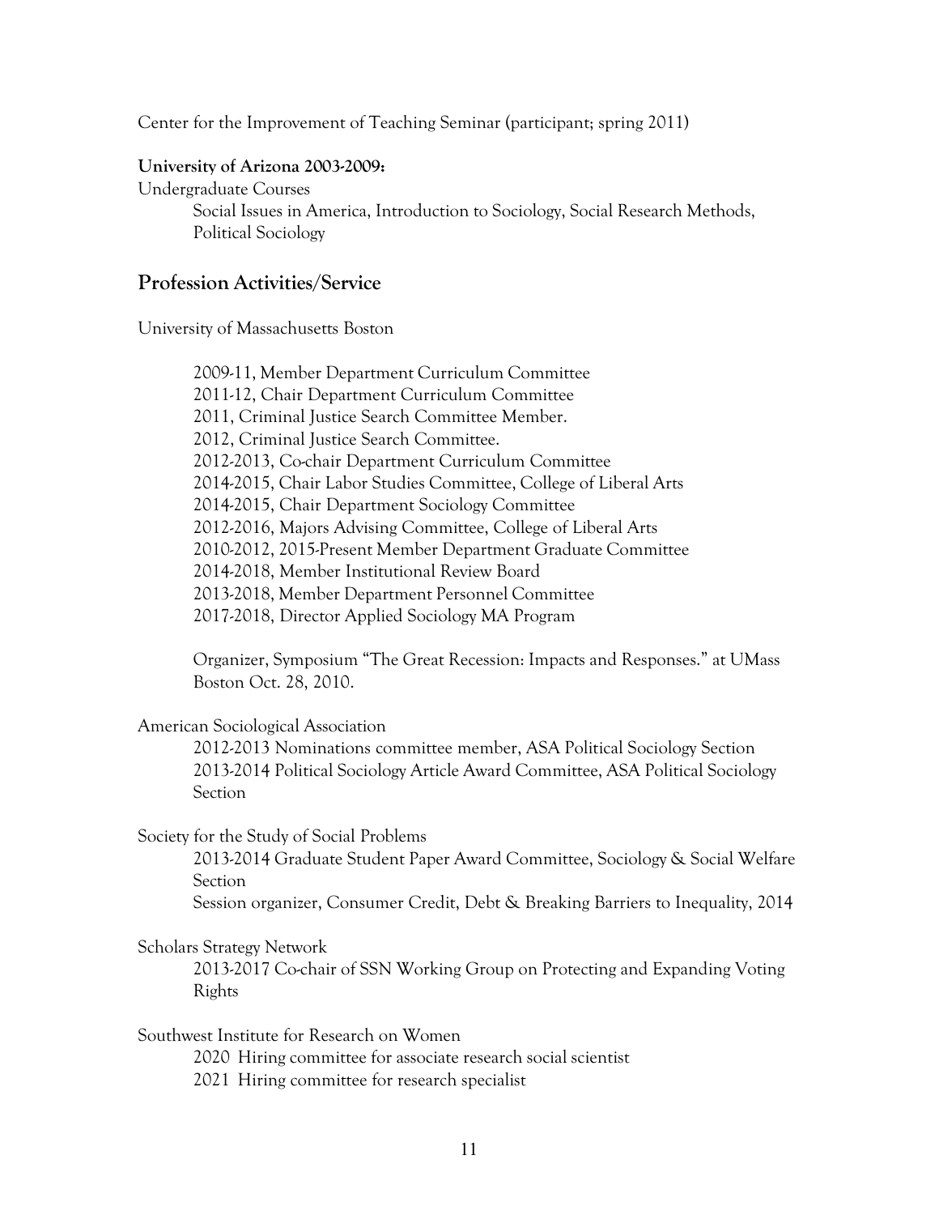Center for the Improvement of Teaching Seminar (participant; spring 2011)

**University of Arizona 2003-2009:**

Undergraduate Courses

Social Issues in America, Introduction to Sociology, Social Research Methods, Political Sociology

## Profession Activities/Service

University of Massachusetts Boston

2009-11, Member Department Curriculum Committee  
2011-12, Chair Department Curriculum Committee  
2011, Criminal Justice Search Committee Member.  
2012, Criminal Justice Search Committee.  
2012-2013, Co-chair Department Curriculum Committee  
2014-2015, Chair Labor Studies Committee, College of Liberal Arts  
2014-2015, Chair Department Sociology Committee  
2012-2016, Majors Advising Committee, College of Liberal Arts  
2010-2012, 2015-Present Member Department Graduate Committee  
2014-2018, Member Institutional Review Board  
2013-2018, Member Department Personnel Committee  
2017-2018, Director Applied Sociology MA Program

Organizer, Symposium "The Great Recession: Impacts and Responses." at UMass Boston Oct. 28, 2010.

American Sociological Association

2012-2013 Nominations committee member, ASA Political Sociology Section  
2013-2014 Political Sociology Article Award Committee, ASA Political Sociology Section

Society for the Study of Social Problems

2013-2014 Graduate Student Paper Award Committee, Sociology & Social Welfare Section  
Session organizer, Consumer Credit, Debt & Breaking Barriers to Inequality, 2014

Scholars Strategy Network

2013-2017 Co-chair of SSN Working Group on Protecting and Expanding Voting Rights

Southwest Institute for Research on Women

2020 Hiring committee for associate research social scientist  
2021 Hiring committee for research specialist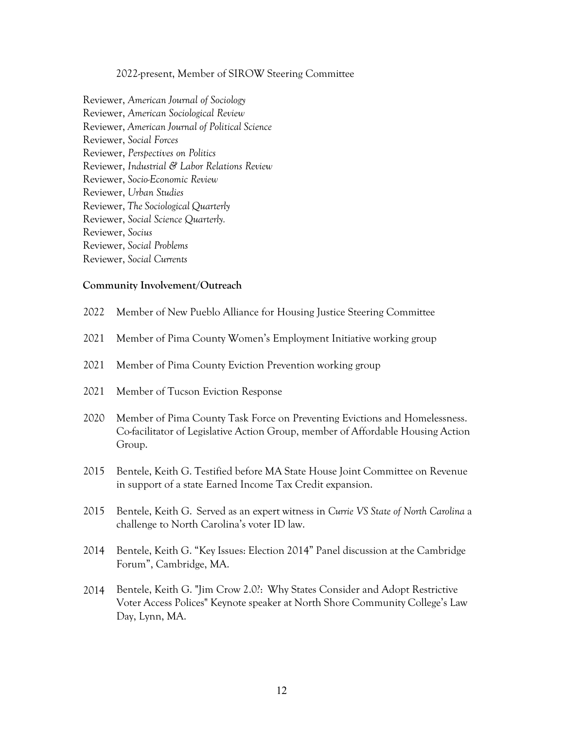2022-present, Member of SIROW Steering Committee

Reviewer, *American Journal of Sociology*
Reviewer, *American Sociological Review*
Reviewer, *American Journal of Political Science*
Reviewer, *Social Forces*
Reviewer, *Perspectives on Politics*
Reviewer, *Industrial & Labor Relations Review*
Reviewer, *Socio-Economic Review*
Reviewer, *Urban Studies*
Reviewer, *The Sociological Quarterly*
Reviewer, *Social Science Quarterly.*
Reviewer, *Socius*
Reviewer, *Social Problems*
Reviewer, *Social Currents*

**Community Involvement/Outreach**

2022 Member of New Pueblo Alliance for Housing Justice Steering Committee

2021 Member of Pima County Women's Employment Initiative working group

2021 Member of Pima County Eviction Prevention working group

2021 Member of Tucson Eviction Response

2020 Member of Pima County Task Force on Preventing Evictions and Homelessness. Co-facilitator of Legislative Action Group, member of Affordable Housing Action Group.

2015 Bentele, Keith G. Testified before MA State House Joint Committee on Revenue in support of a state Earned Income Tax Credit expansion.

2015 Bentele, Keith G. Served as an expert witness in *Currie VS State of North Carolina* a challenge to North Carolina's voter ID law.

2014 Bentele, Keith G. "Key Issues: Election 2014" Panel discussion at the Cambridge Forum", Cambridge, MA.

2014 Bentele, Keith G. "Jim Crow 2.0?: Why States Consider and Adopt Restrictive Voter Access Polices" Keynote speaker at North Shore Community College's Law Day, Lynn, MA.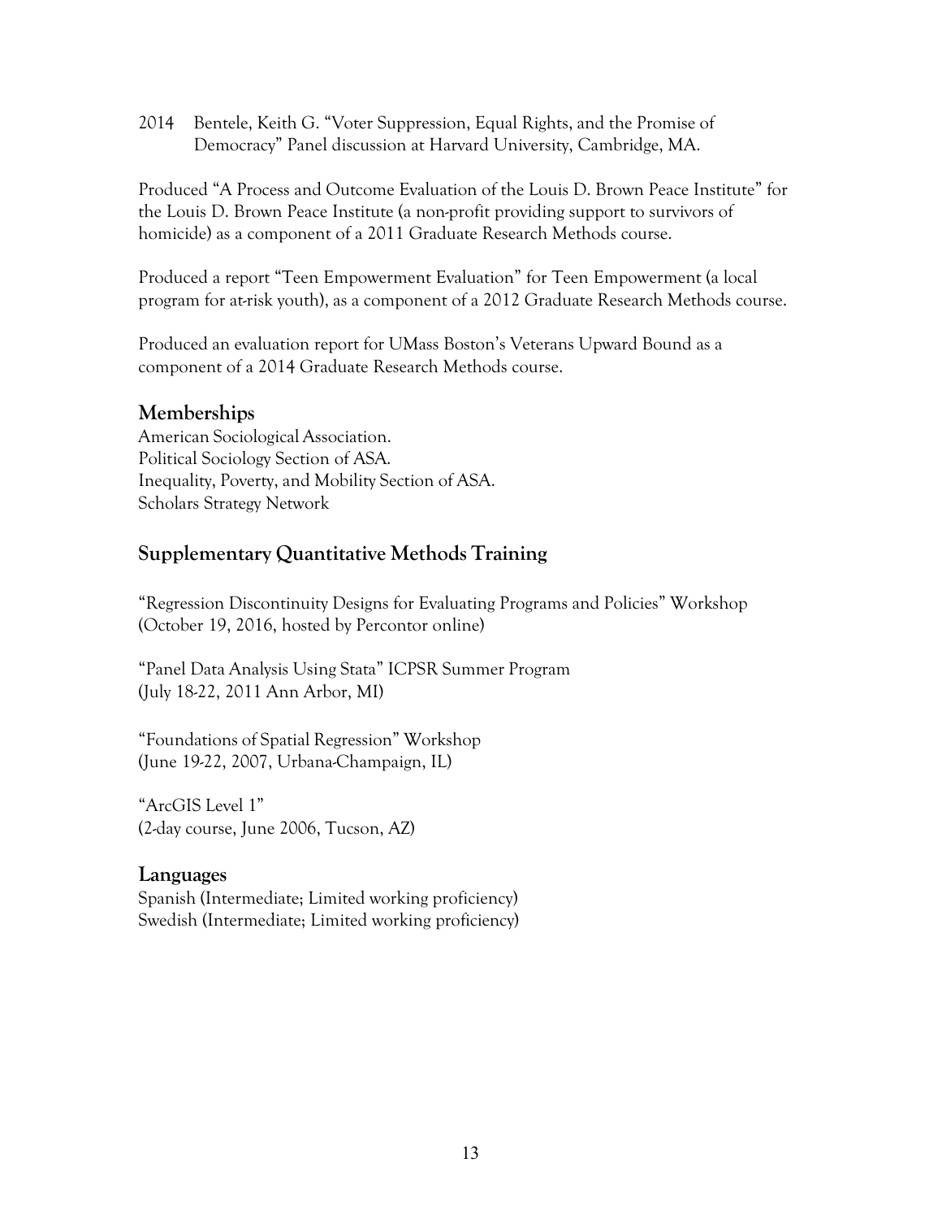2014 Bentele, Keith G. "Voter Suppression, Equal Rights, and the Promise of Democracy" Panel discussion at Harvard University, Cambridge, MA.

Produced "A Process and Outcome Evaluation of the Louis D. Brown Peace Institute" for the Louis D. Brown Peace Institute (a non-profit providing support to survivors of homicide) as a component of a 2011 Graduate Research Methods course.

Produced a report "Teen Empowerment Evaluation" for Teen Empowerment (a local program for at-risk youth), as a component of a 2012 Graduate Research Methods course.

Produced an evaluation report for UMass Boston's Veterans Upward Bound as a component of a 2014 Graduate Research Methods course.

## Memberships

American Sociological Association.
Political Sociology Section of ASA.
Inequality, Poverty, and Mobility Section of ASA.
Scholars Strategy Network

## Supplementary Quantitative Methods Training

"Regression Discontinuity Designs for Evaluating Programs and Policies" Workshop
(October 19, 2016, hosted by Percontor online)

"Panel Data Analysis Using Stata" ICPSR Summer Program
(July 18-22, 2011 Ann Arbor, MI)

"Foundations of Spatial Regression" Workshop
(June 19-22, 2007, Urbana-Champaign, IL)

"ArcGIS Level 1"
(2-day course, June 2006, Tucson, AZ)

## Languages

Spanish (Intermediate; Limited working proficiency)
Swedish (Intermediate; Limited working proficiency)